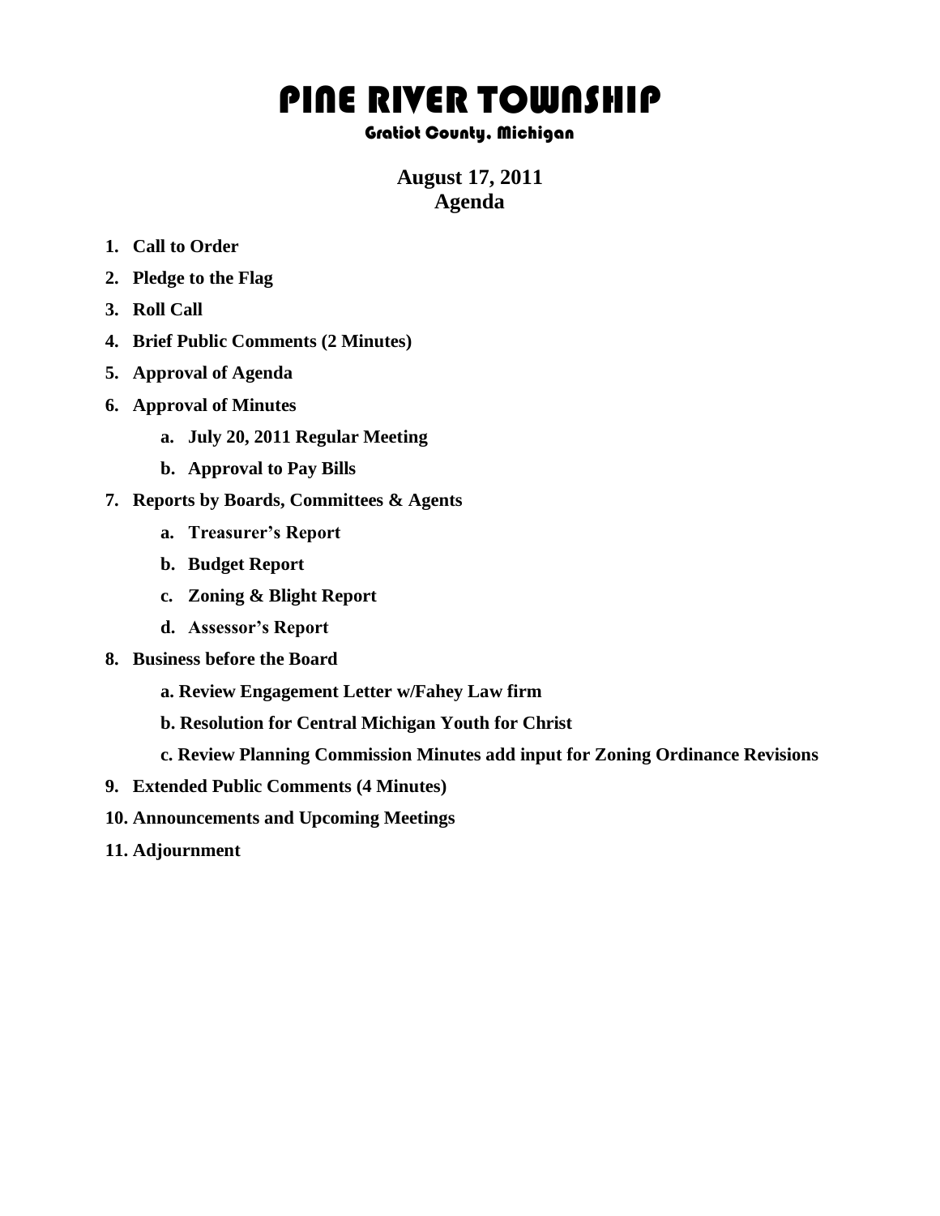# PINE RIVER TOWNSHIP

### Gratiot County, Michigan

**August 17, 2011**
**Agenda**

1. **Call to Order**
2. **Pledge to the Flag**
3. **Roll Call**
4. **Brief Public Comments (2 Minutes)**
5. **Approval of Agenda**
6. **Approval of Minutes**
    a. **July 20, 2011 Regular Meeting**
    b. **Approval to Pay Bills**
7. **Reports by Boards, Committees & Agents**
    a. **Treasurer's Report**
    b. **Budget Report**
    c. **Zoning & Blight Report**
    d. **Assessor's Report**
8. **Business before the Board**
    a. **Review Engagement Letter w/Fahey Law firm**
    b. **Resolution for Central Michigan Youth for Christ**
    c. **Review Planning Commission Minutes add input for Zoning Ordinance Revisions**
9. **Extended Public Comments (4 Minutes)**
10. **Announcements and Upcoming Meetings**
11. **Adjournment**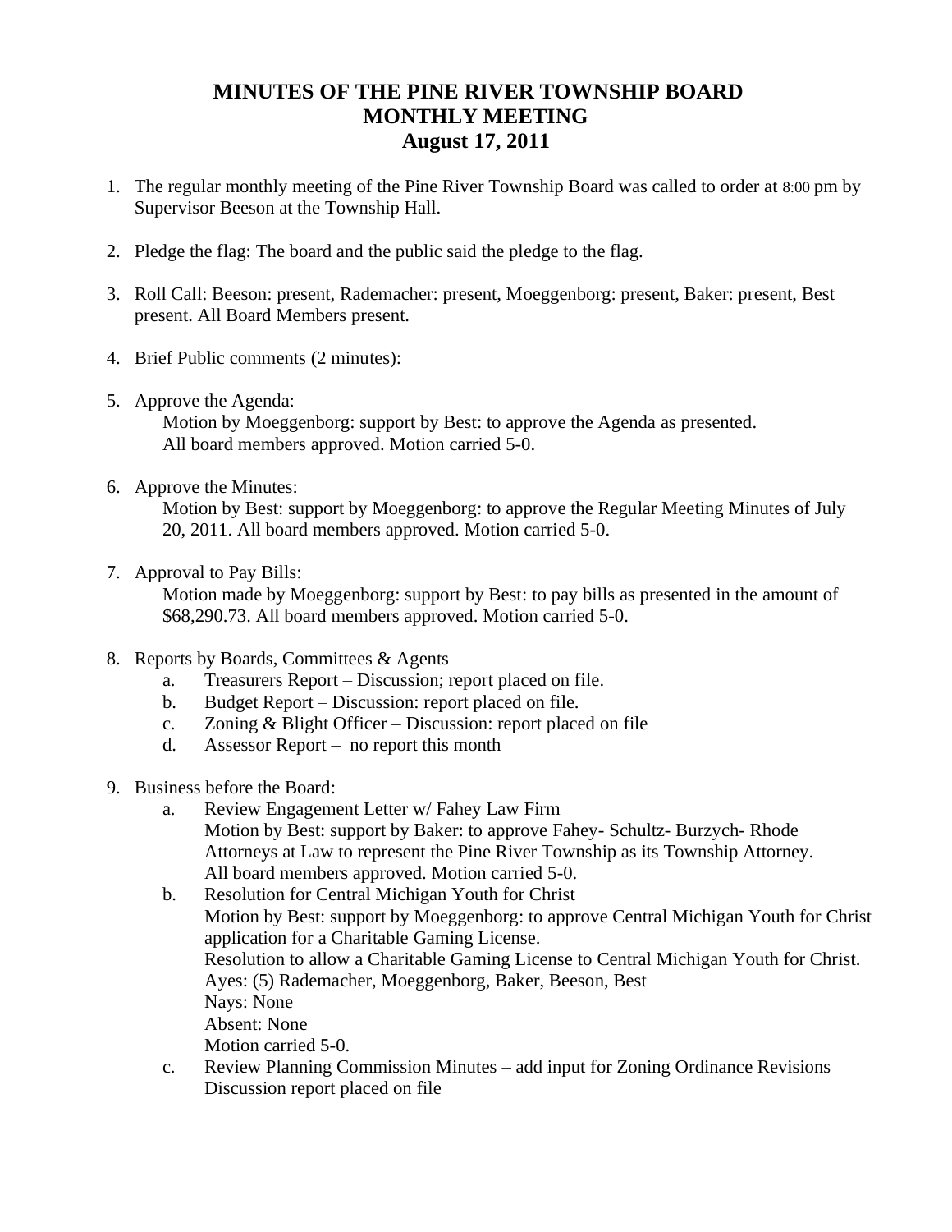# MINUTES OF THE PINE RIVER TOWNSHIP BOARD MONTHLY MEETING August 17, 2011

1. The regular monthly meeting of the Pine River Township Board was called to order at 8:00 pm by Supervisor Beeson at the Township Hall.

2. Pledge the flag: The board and the public said the pledge to the flag.

3. Roll Call: Beeson: present, Rademacher: present, Moeggenborg: present, Baker: present, Best present. All Board Members present.

4. Brief Public comments (2 minutes):

5. Approve the Agenda:
   Motion by Moeggenborg: support by Best: to approve the Agenda as presented. All board members approved. Motion carried 5-0.

6. Approve the Minutes:
   Motion by Best: support by Moeggenborg: to approve the Regular Meeting Minutes of July 20, 2011. All board members approved. Motion carried 5-0.

7. Approval to Pay Bills:
   Motion made by Moeggenborg: support by Best: to pay bills as presented in the amount of $68,290.73. All board members approved. Motion carried 5-0.

8. Reports by Boards, Committees & Agents
   a. Treasurers Report – Discussion; report placed on file.
   b. Budget Report – Discussion: report placed on file.
   c. Zoning & Blight Officer – Discussion: report placed on file
   d. Assessor Report – no report this month

9. Business before the Board:
   a. Review Engagement Letter w/ Fahey Law Firm
      Motion by Best: support by Baker: to approve Fahey- Schultz- Burzych- Rhode Attorneys at Law to represent the Pine River Township as its Township Attorney. All board members approved. Motion carried 5-0.
   b. Resolution for Central Michigan Youth for Christ
      Motion by Best: support by Moeggenborg: to approve Central Michigan Youth for Christ application for a Charitable Gaming License.
      Resolution to allow a Charitable Gaming License to Central Michigan Youth for Christ.
      Ayes: (5) Rademacher, Moeggenborg, Baker, Beeson, Best
      Nays: None
      Absent: None
      Motion carried 5-0.
   c. Review Planning Commission Minutes – add input for Zoning Ordinance Revisions
      Discussion report placed on file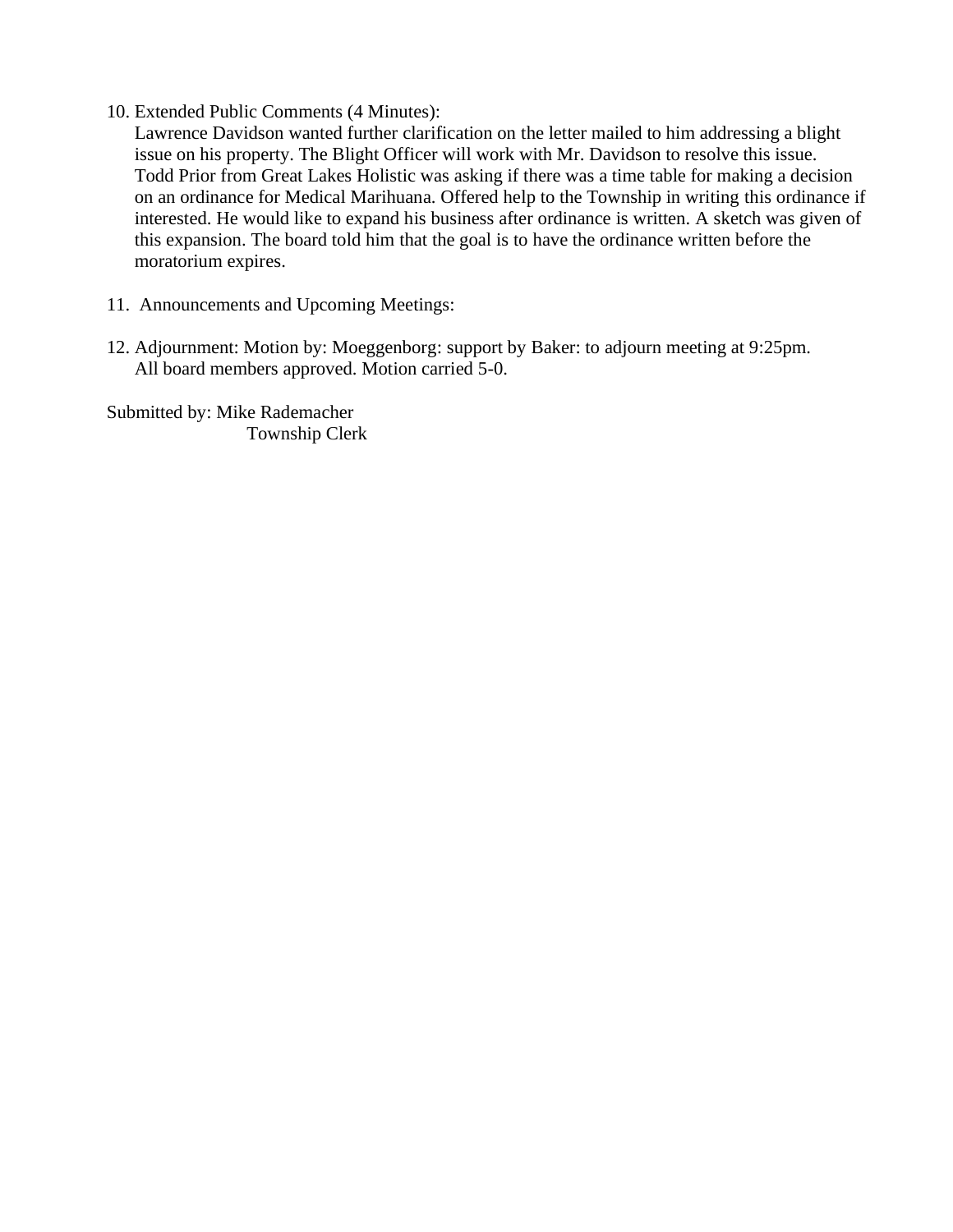10. Extended Public Comments (4 Minutes):
    Lawrence Davidson wanted further clarification on the letter mailed to him addressing a blight issue on his property. The Blight Officer will work with Mr. Davidson to resolve this issue.
    Todd Prior from Great Lakes Holistic was asking if there was a time table for making a decision on an ordinance for Medical Marihuana. Offered help to the Township in writing this ordinance if interested. He would like to expand his business after ordinance is written. A sketch was given of this expansion. The board told him that the goal is to have the ordinance written before the moratorium expires.

11. Announcements and Upcoming Meetings:

12. Adjournment: Motion by: Moeggenborg: support by Baker: to adjourn meeting at 9:25pm.
    All board members approved. Motion carried 5-0.

Submitted by: Mike Rademacher
Township Clerk